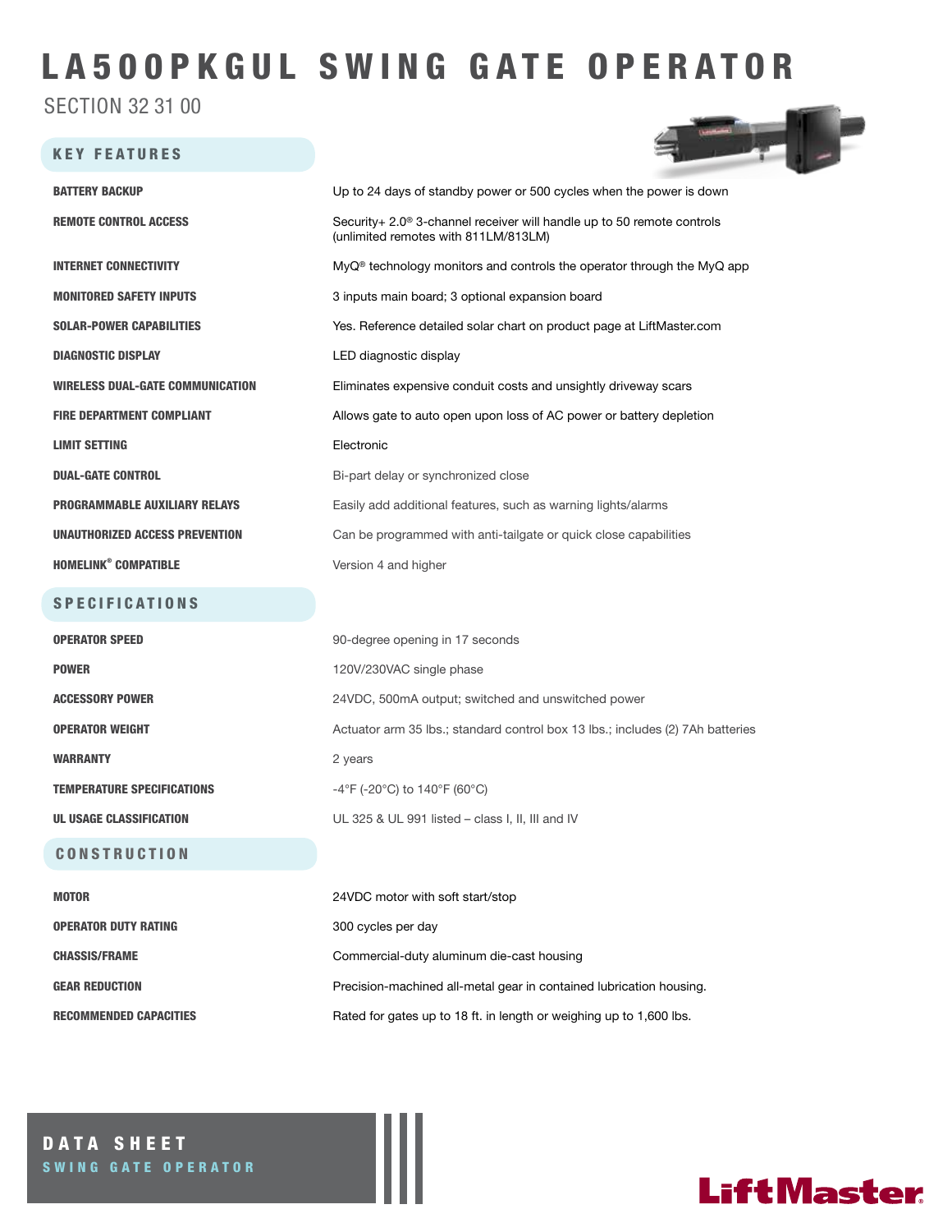# LA500PKGUL SWING GATE OPERATOR

SECTION 32 31 00

## KEY FEATURES

| | |
|---|---|
| **BATTERY BACKUP** | Up to 24 days of standby power or 500 cycles when the power is down |
| **REMOTE CONTROL ACCESS** | Security+ 2.0® 3-channel receiver will handle up to 50 remote controls (unlimited remotes with 811LM/813LM) |
| **INTERNET CONNECTIVITY** | MyQ® technology monitors and controls the operator through the MyQ app |
| **MONITORED SAFETY INPUTS** | 3 inputs main board; 3 optional expansion board |
| **SOLAR-POWER CAPABILITIES** | Yes. Reference detailed solar chart on product page at LiftMaster.com |
| **DIAGNOSTIC DISPLAY** | LED diagnostic display |
| **WIRELESS DUAL-GATE COMMUNICATION** | Eliminates expensive conduit costs and unsightly driveway scars |
| **FIRE DEPARTMENT COMPLIANT** | Allows gate to auto open upon loss of AC power or battery depletion |
| **LIMIT SETTING** | Electronic |
| **DUAL-GATE CONTROL** | Bi-part delay or synchronized close |
| **PROGRAMMABLE AUXILIARY RELAYS** | Easily add additional features, such as warning lights/alarms |
| **UNAUTHORIZED ACCESS PREVENTION** | Can be programmed with anti-tailgate or quick close capabilities |
| **HOMELINK® COMPATIBLE** | Version 4 and higher |

## SPECIFICATIONS

| | |
|---|---|
| **OPERATOR SPEED** | 90-degree opening in 17 seconds |
| **POWER** | 120V/230VAC single phase |
| **ACCESSORY POWER** | 24VDC, 500mA output; switched and unswitched power |
| **OPERATOR WEIGHT** | Actuator arm 35 lbs.; standard control box 13 lbs.; includes (2) 7Ah batteries |
| **WARRANTY** | 2 years |
| **TEMPERATURE SPECIFICATIONS** | -4°F (-20°C) to 140°F (60°C) |
| **UL USAGE CLASSIFICATION** | UL 325 & UL 991 listed – class I, II, III and IV |

## CONSTRUCTION

| | |
|---|---|
| **MOTOR** | 24VDC motor with soft start/stop |
| **OPERATOR DUTY RATING** | 300 cycles per day |
| **CHASSIS/FRAME** | Commercial-duty aluminum die-cast housing |
| **GEAR REDUCTION** | Precision-machined all-metal gear in contained lubrication housing. |
| **RECOMMENDED CAPACITIES** | Rated for gates up to 18 ft. in length or weighing up to 1,600 lbs. |

**DATA SHEET**
SWING GATE OPERATOR

LiftMaster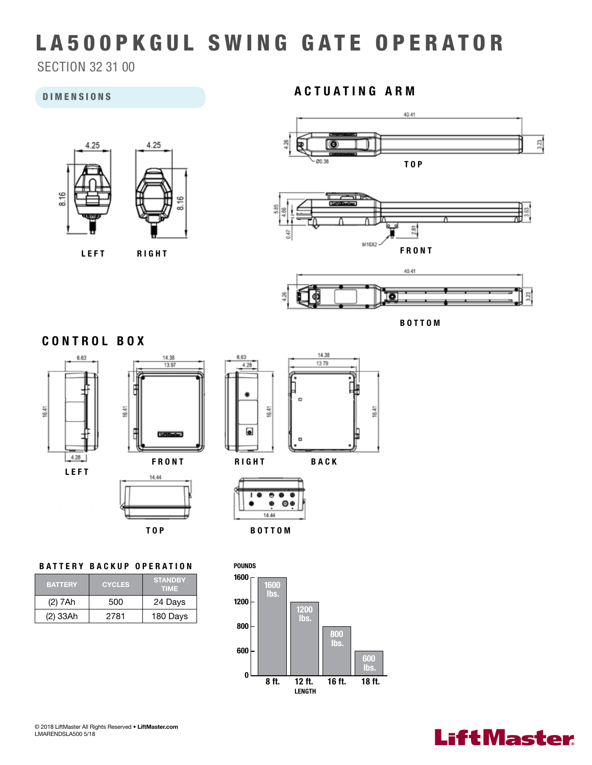# LA500PKGUL SWING GATE OPERATOR

SECTION 32 31 00

## DIMENSIONS

4.25
4.25
8.16
8.16

LEFT
RIGHT

## ACTUATING ARM

40.41
4.26
Ø0.38
3.23

TOP

5.85
4.66
0.47
M16X2
2.81
3.63

FRONT

40.41
4.26
3.23

BOTTOM

## CONTROL BOX

6.63
16.41
4.28

LEFT

14.38
13.97
16.41

FRONT

6.63
4.28
16.41

RIGHT

14.38
13.79
16.41

BACK

14.44

TOP

14.44

BOTTOM

### BATTERY BACKUP OPERATION

| BATTERY | CYCLES | STANDBY TIME |
|---|---|---|
| (2) 7Ah | 500 | 24 Days |
| (2) 33Ah | 2781 | 180 Days |

POUNDS
1600
1200
800
600
0

1600 lbs.
1200 lbs.
800 lbs.
600 lbs.

8 ft.
12 ft.
16 ft.
18 ft.
LENGTH

© 2018 LiftMaster All Rights Reserved • **LiftMaster.com**
LMARENDSLA500 5/18

LiftMaster